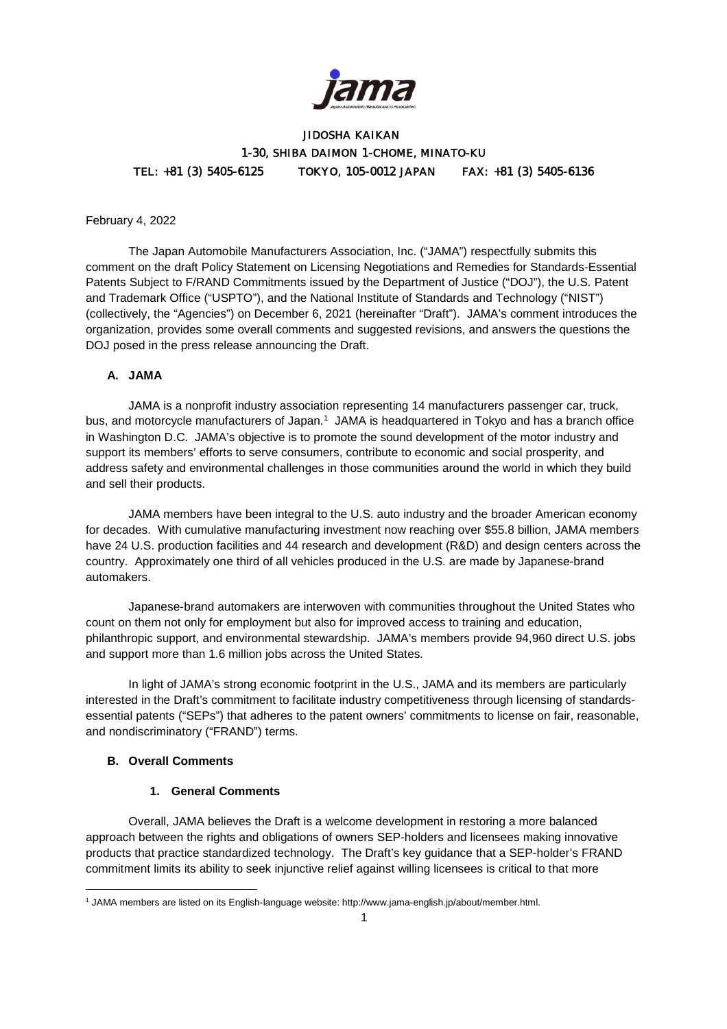JIDOSHA KAIKAN
1-30, SHIBA DAIMON 1-CHOME, MINATO-KU
TEL: +81 (3) 5405-6125 TOKYO, 105-0012 JAPAN FAX: +81 (3) 5405-6136

February 4, 2022

The Japan Automobile Manufacturers Association, Inc. ("JAMA") respectfully submits this comment on the draft Policy Statement on Licensing Negotiations and Remedies for Standards-Essential Patents Subject to F/RAND Commitments issued by the Department of Justice ("DOJ"), the U.S. Patent and Trademark Office ("USPTO"), and the National Institute of Standards and Technology ("NIST") (collectively, the "Agencies") on December 6, 2021 (hereinafter "Draft"). JAMA's comment introduces the organization, provides some overall comments and suggested revisions, and answers the questions the DOJ posed in the press release announcing the Draft.

## A. JAMA

JAMA is a nonprofit industry association representing 14 manufacturers passenger car, truck, bus, and motorcycle manufacturers of Japan.[1] JAMA is headquartered in Tokyo and has a branch office in Washington D.C. JAMA's objective is to promote the sound development of the motor industry and support its members' efforts to serve consumers, contribute to economic and social prosperity, and address safety and environmental challenges in those communities around the world in which they build and sell their products.

JAMA members have been integral to the U.S. auto industry and the broader American economy for decades. With cumulative manufacturing investment now reaching over $55.8 billion, JAMA members have 24 U.S. production facilities and 44 research and development (R&D) and design centers across the country. Approximately one third of all vehicles produced in the U.S. are made by Japanese-brand automakers.

Japanese-brand automakers are interwoven with communities throughout the United States who count on them not only for employment but also for improved access to training and education, philanthropic support, and environmental stewardship. JAMA's members provide 94,960 direct U.S. jobs and support more than 1.6 million jobs across the United States.

In light of JAMA's strong economic footprint in the U.S., JAMA and its members are particularly interested in the Draft's commitment to facilitate industry competitiveness through licensing of standards-essential patents ("SEPs") that adheres to the patent owners' commitments to license on fair, reasonable, and nondiscriminatory ("FRAND") terms.

## B. Overall Comments

### 1. General Comments

Overall, JAMA believes the Draft is a welcome development in restoring a more balanced approach between the rights and obligations of owners SEP-holders and licensees making innovative products that practice standardized technology. The Draft's key guidance that a SEP-holder's FRAND commitment limits its ability to seek injunctive relief against willing licensees is critical to that more

[1] JAMA members are listed on its English-language website: http://www.jama-english.jp/about/member.html.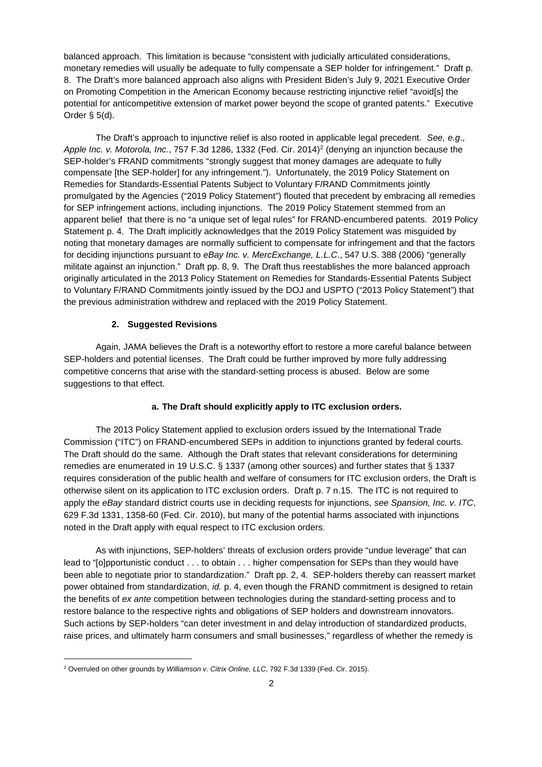balanced approach. This limitation is because "consistent with judicially articulated considerations, monetary remedies will usually be adequate to fully compensate a SEP holder for infringement." Draft p. 8. The Draft's more balanced approach also aligns with President Biden's July 9, 2021 Executive Order on Promoting Competition in the American Economy because restricting injunctive relief "avoid[s] the potential for anticompetitive extension of market power beyond the scope of granted patents." Executive Order § 5(d).

The Draft's approach to injunctive relief is also rooted in applicable legal precedent. *See, e.g*., *Apple Inc. v. Motorola, Inc.*, 757 F.3d 1286, 1332 (Fed. Cir. 2014)[2] (denying an injunction because the SEP-holder's FRAND commitments "strongly suggest that money damages are adequate to fully compensate [the SEP-holder] for any infringement."). Unfortunately, the 2019 Policy Statement on Remedies for Standards-Essential Patents Subject to Voluntary F/RAND Commitments jointly promulgated by the Agencies ("2019 Policy Statement") flouted that precedent by embracing all remedies for SEP infringement actions, including injunctions. The 2019 Policy Statement stemmed from an apparent belief that there is no "a unique set of legal rules" for FRAND-encumbered patents. 2019 Policy Statement p. 4. The Draft implicitly acknowledges that the 2019 Policy Statement was misguided by noting that monetary damages are normally sufficient to compensate for infringement and that the factors for deciding injunctions pursuant to *eBay Inc. v. MercExchange, L.L.C*., 547 U.S. 388 (2006) "generally militate against an injunction." Draft pp. 8, 9. The Draft thus reestablishes the more balanced approach originally articulated in the 2013 Policy Statement on Remedies for Standards-Essential Patents Subject to Voluntary F/RAND Commitments jointly issued by the DOJ and USPTO ("2013 Policy Statement") that the previous administration withdrew and replaced with the 2019 Policy Statement.

### 2. Suggested Revisions

Again, JAMA believes the Draft is a noteworthy effort to restore a more careful balance between SEP-holders and potential licenses. The Draft could be further improved by more fully addressing competitive concerns that arise with the standard-setting process is abused. Below are some suggestions to that effect.

#### a. The Draft should explicitly apply to ITC exclusion orders.

The 2013 Policy Statement applied to exclusion orders issued by the International Trade Commission ("ITC") on FRAND-encumbered SEPs in addition to injunctions granted by federal courts. The Draft should do the same. Although the Draft states that relevant considerations for determining remedies are enumerated in 19 U.S.C. § 1337 (among other sources) and further states that § 1337 requires consideration of the public health and welfare of consumers for ITC exclusion orders, the Draft is otherwise silent on its application to ITC exclusion orders. Draft p. 7 n.15. The ITC is not required to apply the *eBay* standard district courts use in deciding requests for injunctions, *see Spansion, Inc. v. ITC*, 629 F.3d 1331, 1358-60 (Fed. Cir. 2010), but many of the potential harms associated with injunctions noted in the Draft apply with equal respect to ITC exclusion orders.

As with injunctions, SEP-holders' threats of exclusion orders provide "undue leverage" that can lead to "[o]pportunistic conduct . . . to obtain . . . higher compensation for SEPs than they would have been able to negotiate prior to standardization." Draft pp. 2, 4. SEP-holders thereby can reassert market power obtained from standardization, *id.* p. 4, even though the FRAND commitment is designed to retain the benefits of *ex ante* competition between technologies during the standard-setting process and to restore balance to the respective rights and obligations of SEP holders and downstream innovators. Such actions by SEP-holders "can deter investment in and delay introduction of standardized products, raise prices, and ultimately harm consumers and small businesses," regardless of whether the remedy is

[2] Overruled on other grounds by *Williamson v. Citrix Online, LLC*, 792 F.3d 1339 (Fed. Cir. 2015).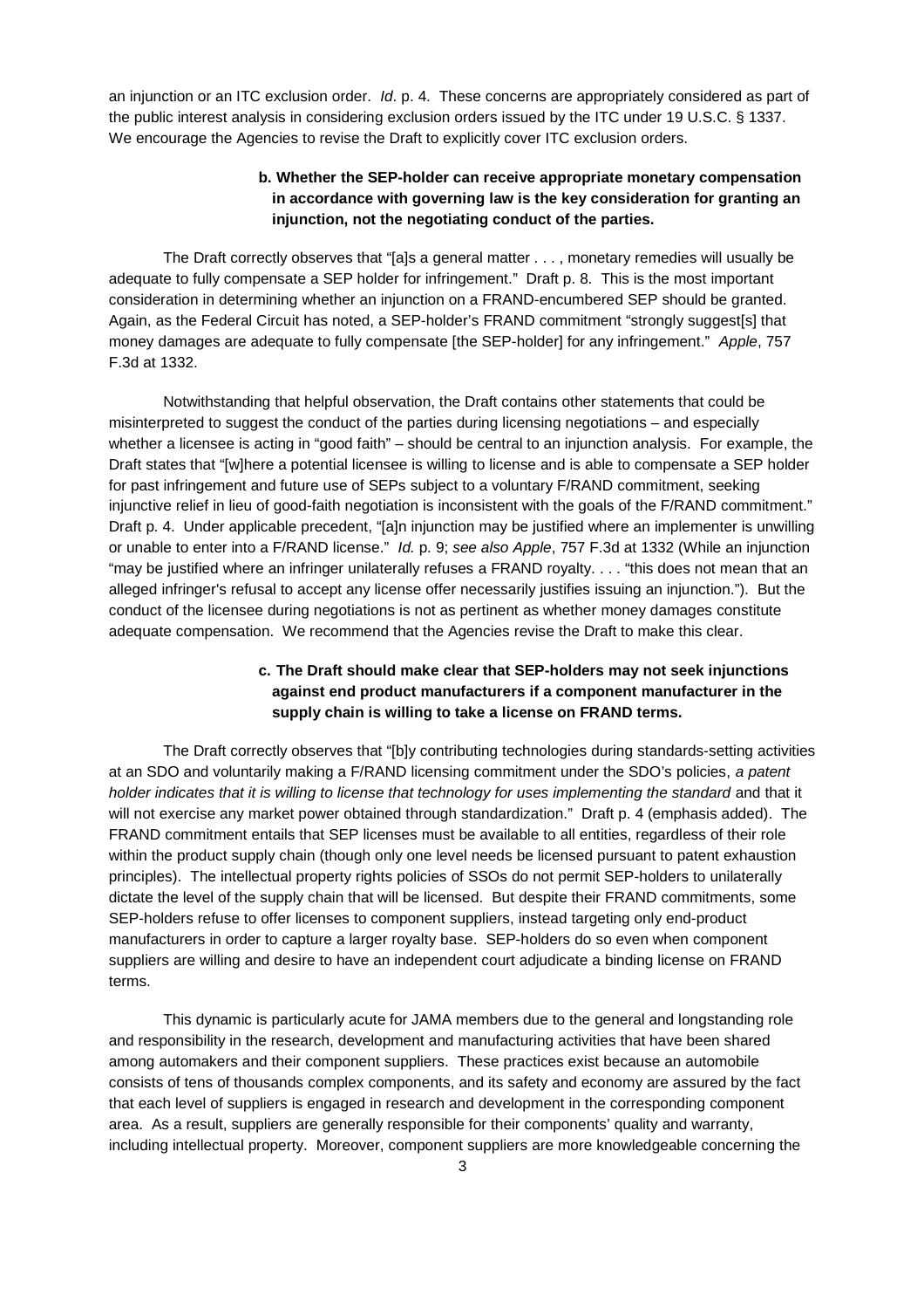an injunction or an ITC exclusion order. *Id*. p. 4. These concerns are appropriately considered as part of the public interest analysis in considering exclusion orders issued by the ITC under 19 U.S.C. § 1337. We encourage the Agencies to revise the Draft to explicitly cover ITC exclusion orders.

**b. Whether the SEP-holder can receive appropriate monetary compensation in accordance with governing law is the key consideration for granting an injunction, not the negotiating conduct of the parties.**

The Draft correctly observes that "[a]s a general matter . . . , monetary remedies will usually be adequate to fully compensate a SEP holder for infringement." Draft p. 8. This is the most important consideration in determining whether an injunction on a FRAND-encumbered SEP should be granted. Again, as the Federal Circuit has noted, a SEP-holder's FRAND commitment "strongly suggest[s] that money damages are adequate to fully compensate [the SEP-holder] for any infringement." *Apple*, 757 F.3d at 1332.

Notwithstanding that helpful observation, the Draft contains other statements that could be misinterpreted to suggest the conduct of the parties during licensing negotiations – and especially whether a licensee is acting in "good faith" – should be central to an injunction analysis. For example, the Draft states that "[w]here a potential licensee is willing to license and is able to compensate a SEP holder for past infringement and future use of SEPs subject to a voluntary F/RAND commitment, seeking injunctive relief in lieu of good-faith negotiation is inconsistent with the goals of the F/RAND commitment." Draft p. 4. Under applicable precedent, "[a]n injunction may be justified where an implementer is unwilling or unable to enter into a F/RAND license." *Id.* p. 9; *see also Apple*, 757 F.3d at 1332 (While an injunction "may be justified where an infringer unilaterally refuses a FRAND royalty. . . . "this does not mean that an alleged infringer's refusal to accept any license offer necessarily justifies issuing an injunction."). But the conduct of the licensee during negotiations is not as pertinent as whether money damages constitute adequate compensation. We recommend that the Agencies revise the Draft to make this clear.

**c. The Draft should make clear that SEP-holders may not seek injunctions against end product manufacturers if a component manufacturer in the supply chain is willing to take a license on FRAND terms.**

The Draft correctly observes that "[b]y contributing technologies during standards-setting activities at an SDO and voluntarily making a F/RAND licensing commitment under the SDO's policies, *a patent holder indicates that it is willing to license that technology for uses implementing the standard* and that it will not exercise any market power obtained through standardization." Draft p. 4 (emphasis added). The FRAND commitment entails that SEP licenses must be available to all entities, regardless of their role within the product supply chain (though only one level needs be licensed pursuant to patent exhaustion principles). The intellectual property rights policies of SSOs do not permit SEP-holders to unilaterally dictate the level of the supply chain that will be licensed. But despite their FRAND commitments, some SEP-holders refuse to offer licenses to component suppliers, instead targeting only end-product manufacturers in order to capture a larger royalty base. SEP-holders do so even when component suppliers are willing and desire to have an independent court adjudicate a binding license on FRAND terms.

This dynamic is particularly acute for JAMA members due to the general and longstanding role and responsibility in the research, development and manufacturing activities that have been shared among automakers and their component suppliers. These practices exist because an automobile consists of tens of thousands complex components, and its safety and economy are assured by the fact that each level of suppliers is engaged in research and development in the corresponding component area. As a result, suppliers are generally responsible for their components' quality and warranty, including intellectual property. Moreover, component suppliers are more knowledgeable concerning the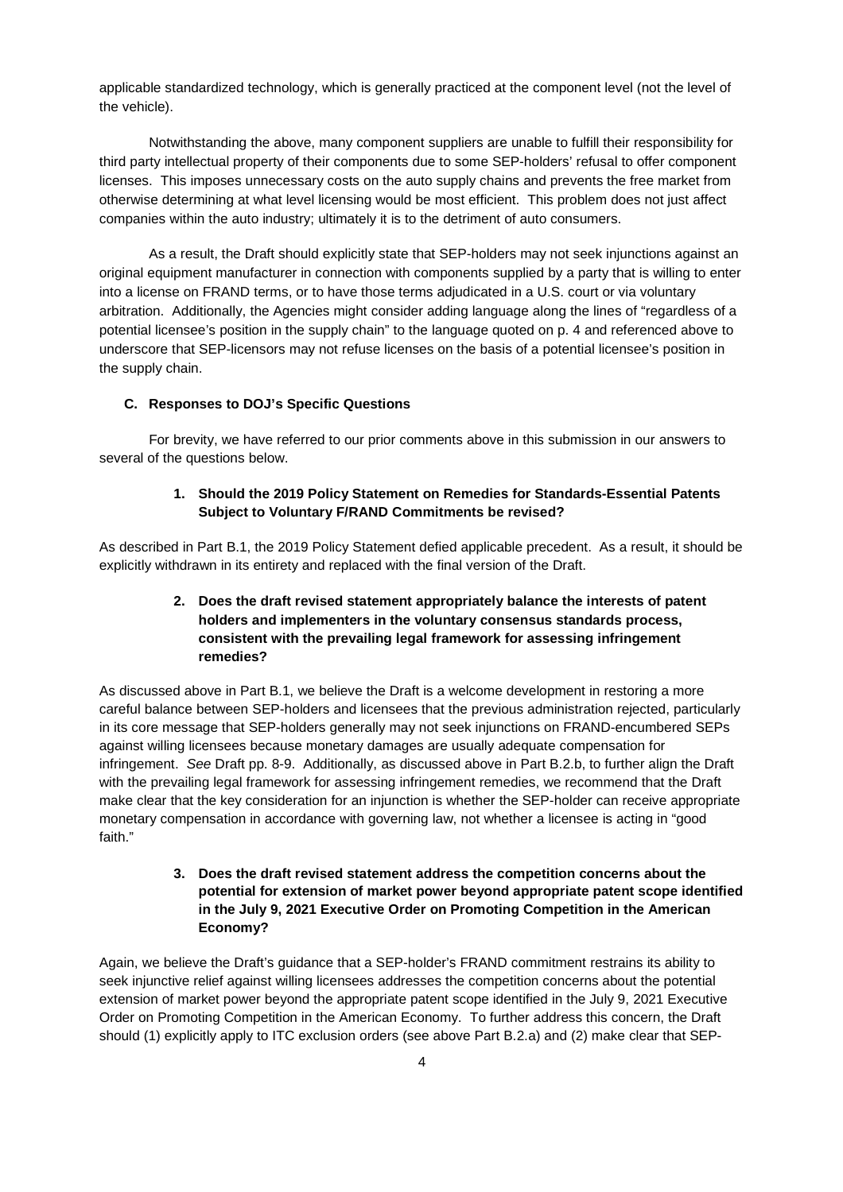applicable standardized technology, which is generally practiced at the component level (not the level of the vehicle).

Notwithstanding the above, many component suppliers are unable to fulfill their responsibility for third party intellectual property of their components due to some SEP-holders' refusal to offer component licenses. This imposes unnecessary costs on the auto supply chains and prevents the free market from otherwise determining at what level licensing would be most efficient. This problem does not just affect companies within the auto industry; ultimately it is to the detriment of auto consumers.

As a result, the Draft should explicitly state that SEP-holders may not seek injunctions against an original equipment manufacturer in connection with components supplied by a party that is willing to enter into a license on FRAND terms, or to have those terms adjudicated in a U.S. court or via voluntary arbitration. Additionally, the Agencies might consider adding language along the lines of "regardless of a potential licensee's position in the supply chain" to the language quoted on p. 4 and referenced above to underscore that SEP-licensors may not refuse licenses on the basis of a potential licensee's position in the supply chain.

### C. Responses to DOJ's Specific Questions

For brevity, we have referred to our prior comments above in this submission in our answers to several of the questions below.

#### 1. Should the 2019 Policy Statement on Remedies for Standards-Essential Patents Subject to Voluntary F/RAND Commitments be revised?

As described in Part B.1, the 2019 Policy Statement defied applicable precedent. As a result, it should be explicitly withdrawn in its entirety and replaced with the final version of the Draft.

#### 2. Does the draft revised statement appropriately balance the interests of patent holders and implementers in the voluntary consensus standards process, consistent with the prevailing legal framework for assessing infringement remedies?

As discussed above in Part B.1, we believe the Draft is a welcome development in restoring a more careful balance between SEP-holders and licensees that the previous administration rejected, particularly in its core message that SEP-holders generally may not seek injunctions on FRAND-encumbered SEPs against willing licensees because monetary damages are usually adequate compensation for infringement. *See* Draft pp. 8-9. Additionally, as discussed above in Part B.2.b, to further align the Draft with the prevailing legal framework for assessing infringement remedies, we recommend that the Draft make clear that the key consideration for an injunction is whether the SEP-holder can receive appropriate monetary compensation in accordance with governing law, not whether a licensee is acting in "good faith."

#### 3. Does the draft revised statement address the competition concerns about the potential for extension of market power beyond appropriate patent scope identified in the July 9, 2021 Executive Order on Promoting Competition in the American Economy?

Again, we believe the Draft's guidance that a SEP-holder's FRAND commitment restrains its ability to seek injunctive relief against willing licensees addresses the competition concerns about the potential extension of market power beyond the appropriate patent scope identified in the July 9, 2021 Executive Order on Promoting Competition in the American Economy. To further address this concern, the Draft should (1) explicitly apply to ITC exclusion orders (see above Part B.2.a) and (2) make clear that SEP-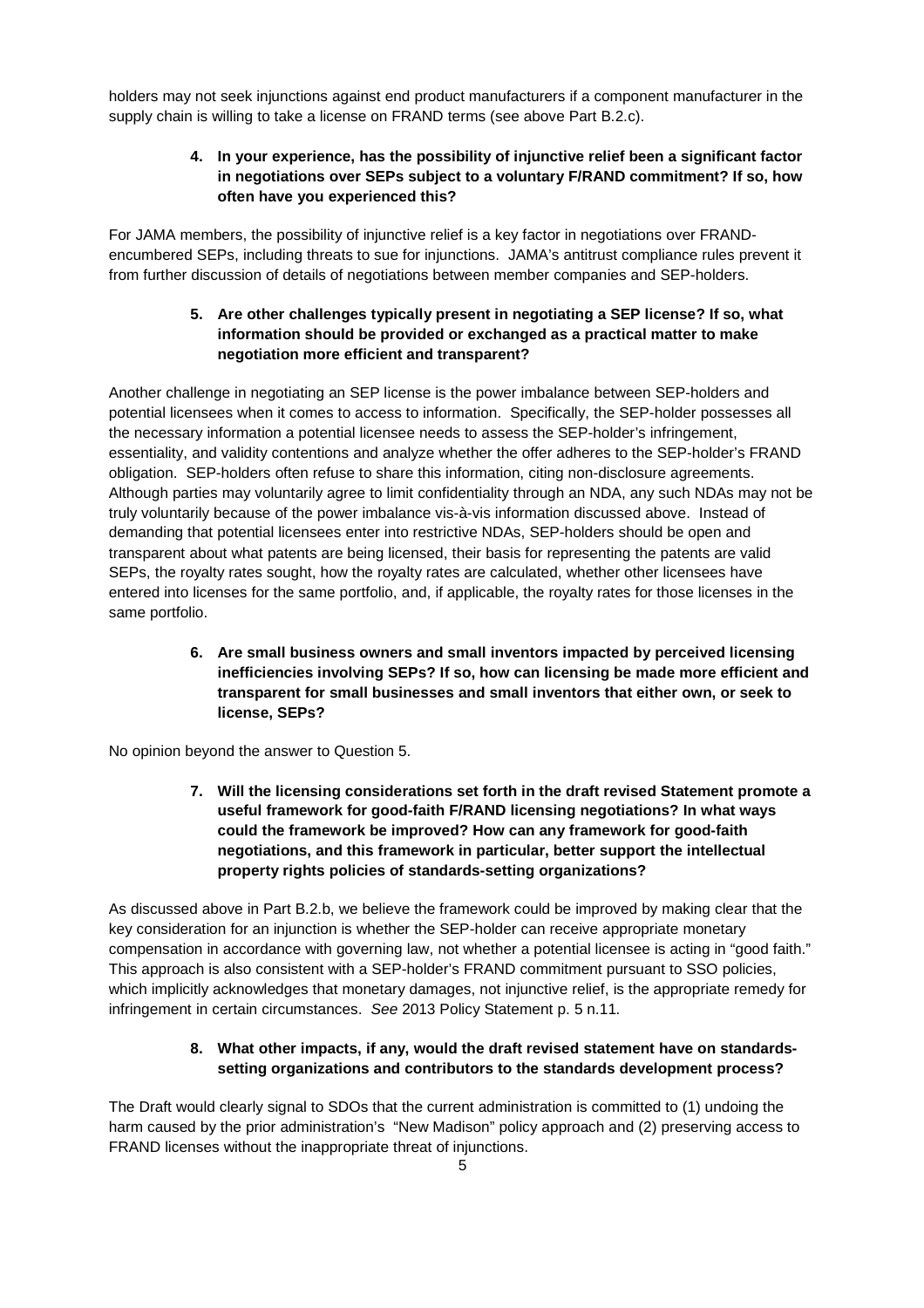holders may not seek injunctions against end product manufacturers if a component manufacturer in the supply chain is willing to take a license on FRAND terms (see above Part B.2.c).

> **4. In your experience, has the possibility of injunctive relief been a significant factor in negotiations over SEPs subject to a voluntary F/RAND commitment? If so, how often have you experienced this?**

For JAMA members, the possibility of injunctive relief is a key factor in negotiations over FRAND-encumbered SEPs, including threats to sue for injunctions. JAMA's antitrust compliance rules prevent it from further discussion of details of negotiations between member companies and SEP-holders.

> **5. Are other challenges typically present in negotiating a SEP license? If so, what information should be provided or exchanged as a practical matter to make negotiation more efficient and transparent?**

Another challenge in negotiating an SEP license is the power imbalance between SEP-holders and potential licensees when it comes to access to information. Specifically, the SEP-holder possesses all the necessary information a potential licensee needs to assess the SEP-holder's infringement, essentiality, and validity contentions and analyze whether the offer adheres to the SEP-holder's FRAND obligation. SEP-holders often refuse to share this information, citing non-disclosure agreements. Although parties may voluntarily agree to limit confidentiality through an NDA, any such NDAs may not be truly voluntarily because of the power imbalance vis-à-vis information discussed above. Instead of demanding that potential licensees enter into restrictive NDAs, SEP-holders should be open and transparent about what patents are being licensed, their basis for representing the patents are valid SEPs, the royalty rates sought, how the royalty rates are calculated, whether other licensees have entered into licenses for the same portfolio, and, if applicable, the royalty rates for those licenses in the same portfolio.

> **6. Are small business owners and small inventors impacted by perceived licensing inefficiencies involving SEPs? If so, how can licensing be made more efficient and transparent for small businesses and small inventors that either own, or seek to license, SEPs?**

No opinion beyond the answer to Question 5.

> **7. Will the licensing considerations set forth in the draft revised Statement promote a useful framework for good-faith F/RAND licensing negotiations? In what ways could the framework be improved? How can any framework for good-faith negotiations, and this framework in particular, better support the intellectual property rights policies of standards-setting organizations?**

As discussed above in Part B.2.b, we believe the framework could be improved by making clear that the key consideration for an injunction is whether the SEP-holder can receive appropriate monetary compensation in accordance with governing law, not whether a potential licensee is acting in "good faith." This approach is also consistent with a SEP-holder's FRAND commitment pursuant to SSO policies, which implicitly acknowledges that monetary damages, not injunctive relief, is the appropriate remedy for infringement in certain circumstances. *See* 2013 Policy Statement p. 5 n.11.

> **8. What other impacts, if any, would the draft revised statement have on standards-setting organizations and contributors to the standards development process?**

The Draft would clearly signal to SDOs that the current administration is committed to (1) undoing the harm caused by the prior administration's "New Madison" policy approach and (2) preserving access to FRAND licenses without the inappropriate threat of injunctions.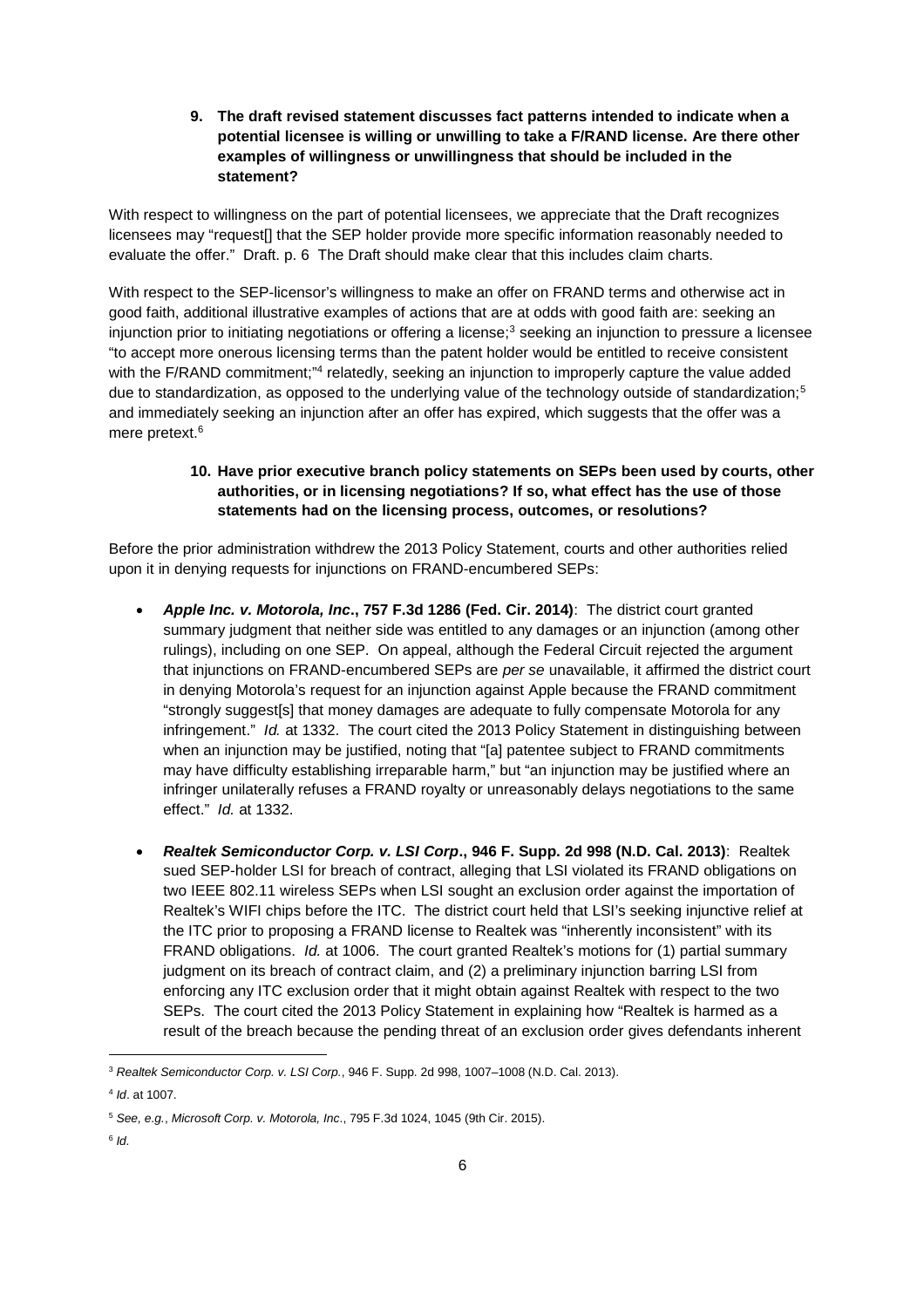**9. The draft revised statement discusses fact patterns intended to indicate when a potential licensee is willing or unwilling to take a F/RAND license. Are there other examples of willingness or unwillingness that should be included in the statement?**

With respect to willingness on the part of potential licensees, we appreciate that the Draft recognizes licensees may "request[] that the SEP holder provide more specific information reasonably needed to evaluate the offer." Draft. p. 6 The Draft should make clear that this includes claim charts.

With respect to the SEP-licensor's willingness to make an offer on FRAND terms and otherwise act in good faith, additional illustrative examples of actions that are at odds with good faith are: seeking an injunction prior to initiating negotiations or offering a license;[3] seeking an injunction to pressure a licensee "to accept more onerous licensing terms than the patent holder would be entitled to receive consistent with the F/RAND commitment;"[4] relatedly, seeking an injunction to improperly capture the value added due to standardization, as opposed to the underlying value of the technology outside of standardization;[5] and immediately seeking an injunction after an offer has expired, which suggests that the offer was a mere pretext.[6]

**10. Have prior executive branch policy statements on SEPs been used by courts, other authorities, or in licensing negotiations? If so, what effect has the use of those statements had on the licensing process, outcomes, or resolutions?**

Before the prior administration withdrew the 2013 Policy Statement, courts and other authorities relied upon it in denying requests for injunctions on FRAND-encumbered SEPs:

- ***Apple Inc. v. Motorola, Inc*., 757 F.3d 1286 (Fed. Cir. 2014)**: The district court granted summary judgment that neither side was entitled to any damages or an injunction (among other rulings), including on one SEP. On appeal, although the Federal Circuit rejected the argument that injunctions on FRAND-encumbered SEPs are *per se* unavailable, it affirmed the district court in denying Motorola's request for an injunction against Apple because the FRAND commitment "strongly suggest[s] that money damages are adequate to fully compensate Motorola for any infringement." *Id.* at 1332. The court cited the 2013 Policy Statement in distinguishing between when an injunction may be justified, noting that "[a] patentee subject to FRAND commitments may have difficulty establishing irreparable harm," but "an injunction may be justified where an infringer unilaterally refuses a FRAND royalty or unreasonably delays negotiations to the same effect." *Id.* at 1332.

- ***Realtek Semiconductor Corp. v. LSI Corp*., 946 F. Supp. 2d 998 (N.D. Cal. 2013)**: Realtek sued SEP-holder LSI for breach of contract, alleging that LSI violated its FRAND obligations on two IEEE 802.11 wireless SEPs when LSI sought an exclusion order against the importation of Realtek's WIFI chips before the ITC. The district court held that LSI's seeking injunctive relief at the ITC prior to proposing a FRAND license to Realtek was "inherently inconsistent" with its FRAND obligations. *Id.* at 1006. The court granted Realtek's motions for (1) partial summary judgment on its breach of contract claim, and (2) a preliminary injunction barring LSI from enforcing any ITC exclusion order that it might obtain against Realtek with respect to the two SEPs. The court cited the 2013 Policy Statement in explaining how "Realtek is harmed as a result of the breach because the pending threat of an exclusion order gives defendants inherent

---

[3] *Realtek Semiconductor Corp. v. LSI Corp.*, 946 F. Supp. 2d 998, 1007–1008 (N.D. Cal. 2013).

[4] *Id*. at 1007.

[5] *See, e.g.*, *Microsoft Corp. v. Motorola, Inc*., 795 F.3d 1024, 1045 (9th Cir. 2015).

[6] *Id.*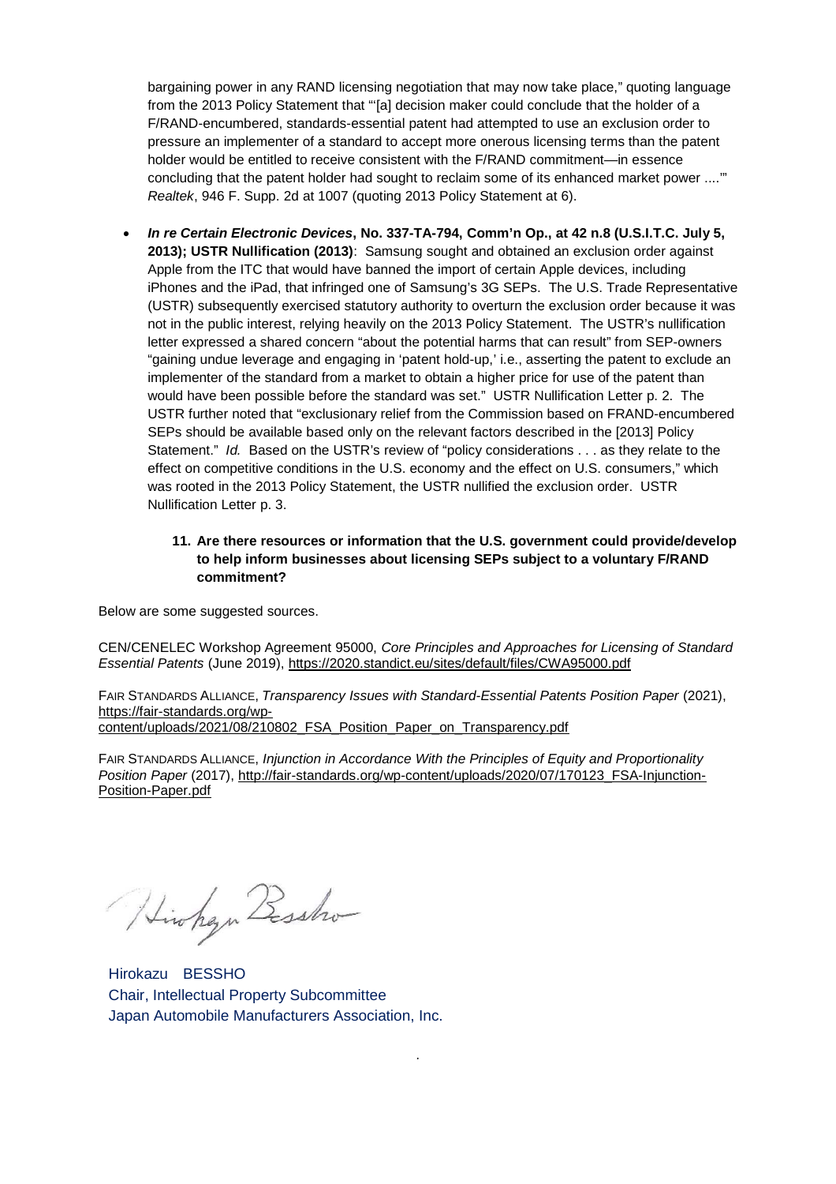bargaining power in any RAND licensing negotiation that may now take place," quoting language from the 2013 Policy Statement that "'[a] decision maker could conclude that the holder of a F/RAND-encumbered, standards-essential patent had attempted to use an exclusion order to pressure an implementer of a standard to accept more onerous licensing terms than the patent holder would be entitled to receive consistent with the F/RAND commitment—in essence concluding that the patent holder had sought to reclaim some of its enhanced market power ....'" *Realtek*, 946 F. Supp. 2d at 1007 (quoting 2013 Policy Statement at 6).

- ***In re Certain Electronic Devices*, No. 337-TA-794, Comm'n Op., at 42 n.8 (U.S.I.T.C. July 5, 2013); USTR Nullification (2013)**: Samsung sought and obtained an exclusion order against Apple from the ITC that would have banned the import of certain Apple devices, including iPhones and the iPad, that infringed one of Samsung's 3G SEPs. The U.S. Trade Representative (USTR) subsequently exercised statutory authority to overturn the exclusion order because it was not in the public interest, relying heavily on the 2013 Policy Statement. The USTR's nullification letter expressed a shared concern "about the potential harms that can result" from SEP-owners "gaining undue leverage and engaging in 'patent hold-up,' i.e., asserting the patent to exclude an implementer of the standard from a market to obtain a higher price for use of the patent than would have been possible before the standard was set." USTR Nullification Letter p. 2. The USTR further noted that "exclusionary relief from the Commission based on FRAND-encumbered SEPs should be available based only on the relevant factors described in the [2013] Policy Statement." *Id.* Based on the USTR's review of "policy considerations . . . as they relate to the effect on competitive conditions in the U.S. economy and the effect on U.S. consumers," which was rooted in the 2013 Policy Statement, the USTR nullified the exclusion order. USTR Nullification Letter p. 3.

**11. Are there resources or information that the U.S. government could provide/develop to help inform businesses about licensing SEPs subject to a voluntary F/RAND commitment?**

Below are some suggested sources.

CEN/CENELEC Workshop Agreement 95000, *Core Principles and Approaches for Licensing of Standard Essential Patents* (June 2019), https://2020.standict.eu/sites/default/files/CWA95000.pdf

FAIR STANDARDS ALLIANCE, *Transparency Issues with Standard-Essential Patents Position Paper* (2021), https://fair-standards.org/wp-content/uploads/2021/08/210802_FSA_Position_Paper_on_Transparency.pdf

FAIR STANDARDS ALLIANCE, *Injunction in Accordance With the Principles of Equity and Proportionality Position Paper* (2017), http://fair-standards.org/wp-content/uploads/2020/07/170123_FSA-Injunction-Position-Paper.pdf

Hirokazu BESSHO
Chair, Intellectual Property Subcommittee
Japan Automobile Manufacturers Association, Inc.